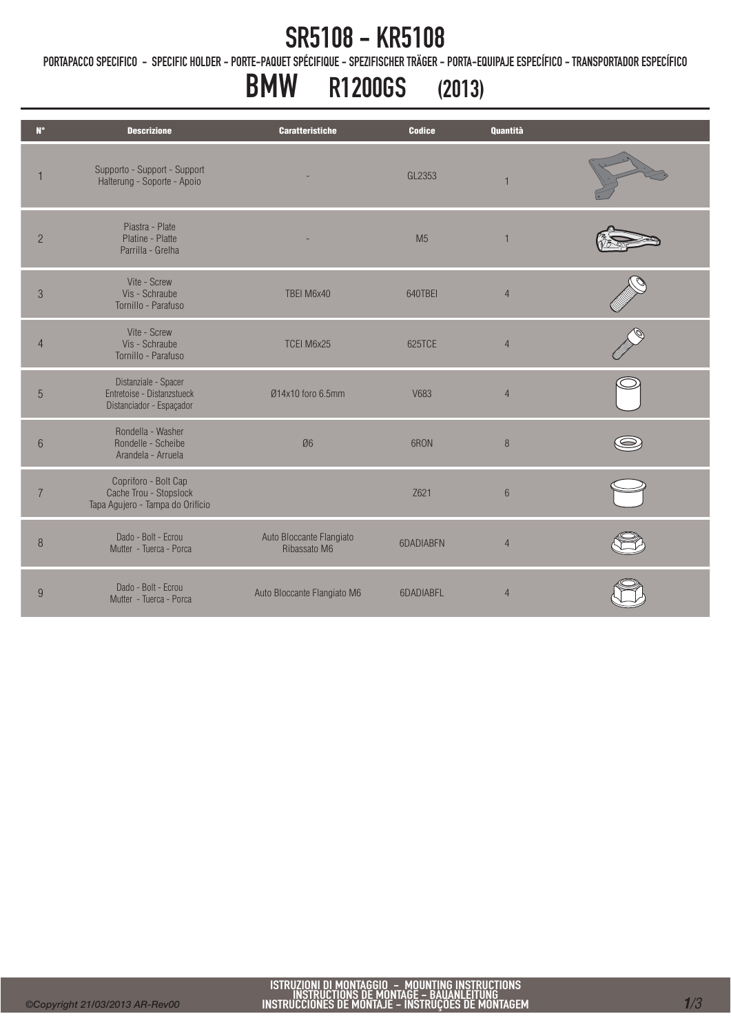# SR5108 - KR5108

PORTAPACCO SPECIFICO - SPECIFIC HOLDER - PORTE-PAQUET SPÉCIFIQUE - SPEZIFISCHER TRÄGER - PORTA-EQUIPAJE ESPECÍFICO - TRANSPORTADOR ESPECÍFICO

## BMW R1200GS (2013)

| N° | Descrizione | Caratteristiche | Codice | Quantità | |
|---|---|---|---|---|---|
| 1 | Supporto - Support - Support Halterung - Soporte - Apoio | - | GL2353 | 1 | |
| 2 | Piastra - Plate Platine - Platte Parrilla - Grelha | - | M5 | 1 | |
| 3 | Vite - Screw Vis - Schraube Tornillo - Parafuso | TBEI M6x40 | 640TBEI | 4 | |
| 4 | Vite - Screw Vis - Schraube Tornillo - Parafuso | TCEI M6x25 | 625TCE | 4 | |
| 5 | Distanziale - Spacer Entretoise - Distanzstueck Distanciador - Espaçador | Ø14x10 foro 6.5mm | V683 | 4 | |
| 6 | Rondella - Washer Rondelle - Scheibe Arandela - Arruela | Ø6 | 6RON | 8 | |
| 7 | Copriforo - Bolt Cap Cache Trou - Stopslock Tapa Agujero - Tampa do Orifício | | Z621 | 6 | |
| 8 | Dado - Bolt - Ecrou Mutter - Tuerca - Porca | Auto Bloccante Flangiato Ribassato M6 | 6DADIABFN | 4 | |
| 9 | Dado - Bolt - Ecrou Mutter - Tuerca - Porca | Auto Bloccante Flangiato M6 | 6DADIABFL | 4 | |

ISTRUZIONI DI MONTAGGIO - MOUNTING INSTRUCTIONS
INSTRUCTIONS DE MONTAGE - BAUANLEITUNG
INSTRUCCIONES DE MONTAJE - INSTRUÇÕES DE MONTAGEM

©Copyright 21/03/2013 AR-Rev00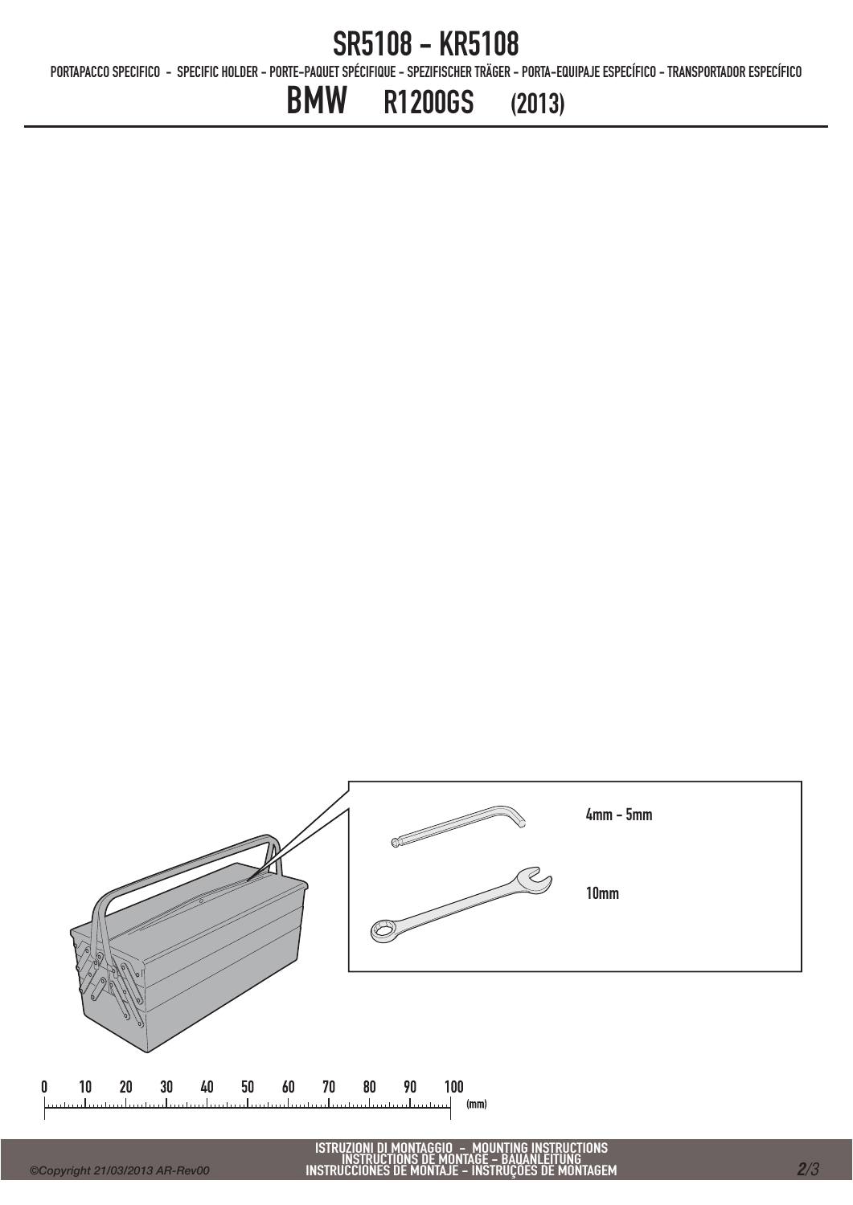# SR5108 - KR5108

PORTAPACCO SPECIFICO - SPECIFIC HOLDER - PORTE-PAQUET SPÉCIFIQUE - SPEZIFISCHER TRÄGER - PORTA-EQUIPAJE ESPECÍFICO - TRANSPORTADOR ESPECÍFICO

## BMW R1200GS (2013)

4mm - 5mm

10mm

0 10 20 30 40 50 60 70 80 90 100 (mm)

ISTRUZIONI DI MONTAGGIO - MOUNTING INSTRUCTIONS
INSTRUCTIONS DE MONTAGE - BAUANLEITUNG
INSTRUCCIONES DE MONTAJE - INSTRUÇOES DE MONTAGEM

©Copyright 21/03/2013 AR-Rev00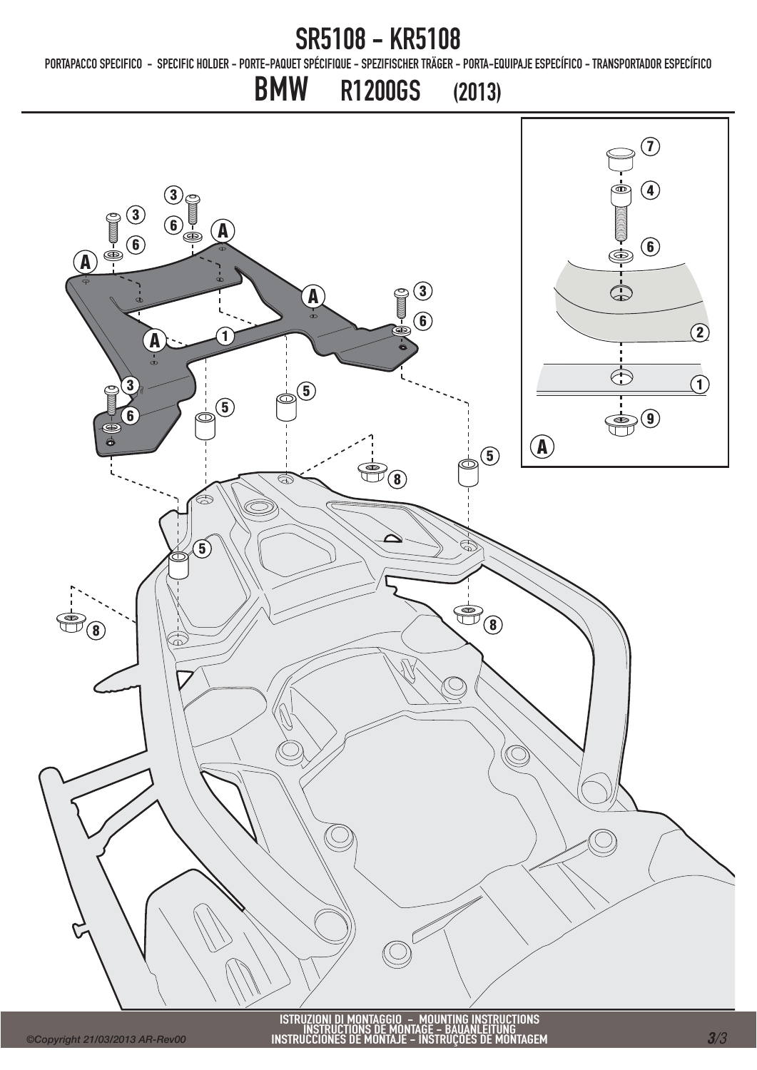# SR5108 - KR5108

PORTAPACCO SPECIFICO - SPECIFIC HOLDER - PORTE-PAQUET SPÉCIFIQUE - SPEZIFISCHER TRÄGER - PORTA-EQUIPAJE ESPECÍFICO - TRANSPORTADOR ESPECÍFICO

## BMW R1200GS (2013)

ISTRUZIONI DI MONTAGGIO - MOUNTING INSTRUCTIONS
INSTRUCTIONS DE MONTAGE - BAUANLEITUNG
INSTRUCCIONES DE MONTAJE - INSTRUÇÕES DE MONTAGEM

©Copyright 21/03/2013 AR-Rev00